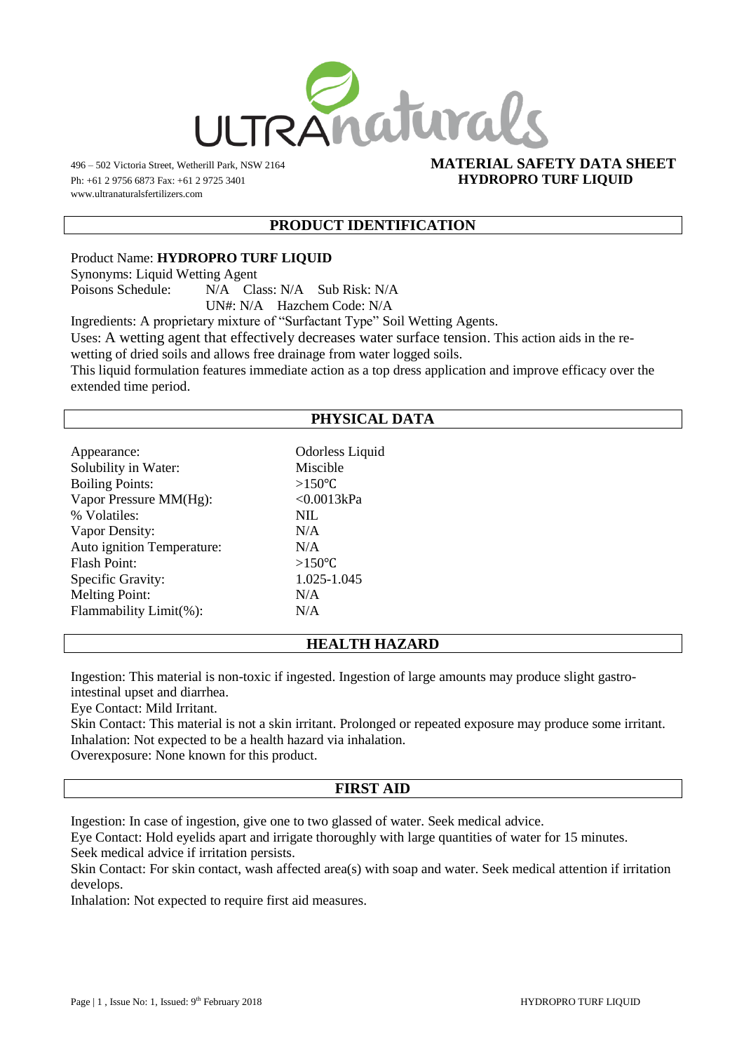ULTRAnaturals

496 – 502 Victoria Street, Wetherill Park, NSW 2164
Ph: +61 2 9756 6873 Fax: +61 2 9725 3401
www.ultranaturalsfertilizers.com

**MATERIAL SAFETY DATA SHEET**
**HYDROPRO TURF LIQUID**

## PRODUCT IDENTIFICATION

Product Name: **HYDROPRO TURF LIQUID**
Synonyms: Liquid Wetting Agent
Poisons Schedule: N/A Class: N/A Sub Risk: N/A
UN#: N/A Hazchem Code: N/A
Ingredients: A proprietary mixture of "Surfactant Type" Soil Wetting Agents.
Uses: A wetting agent that effectively decreases water surface tension. This action aids in the re-wetting of dried soils and allows free drainage from water logged soils.
This liquid formulation features immediate action as a top dress application and improve efficacy over the extended time period.

## PHYSICAL DATA

| | |
|---|---|
| Appearance: | Odorless Liquid |
| Solubility in Water: | Miscible |
| Boiling Points: | >150℃ |
| Vapor Pressure MM(Hg): | <0.0013kPa |
| % Volatiles: | NIL |
| Vapor Density: | N/A |
| Auto ignition Temperature: | N/A |
| Flash Point: | >150℃ |
| Specific Gravity: | 1.025-1.045 |
| Melting Point: | N/A |
| Flammability Limit(%): | N/A |

## HEALTH HAZARD

Ingestion: This material is non-toxic if ingested. Ingestion of large amounts may produce slight gastro-intestinal upset and diarrhea.
Eye Contact: Mild Irritant.
Skin Contact: This material is not a skin irritant. Prolonged or repeated exposure may produce some irritant.
Inhalation: Not expected to be a health hazard via inhalation.
Overexposure: None known for this product.

## FIRST AID

Ingestion: In case of ingestion, give one to two glassed of water. Seek medical advice.
Eye Contact: Hold eyelids apart and irrigate thoroughly with large quantities of water for 15 minutes. Seek medical advice if irritation persists.
Skin Contact: For skin contact, wash affected area(s) with soap and water. Seek medical attention if irritation develops.
Inhalation: Not expected to require first aid measures.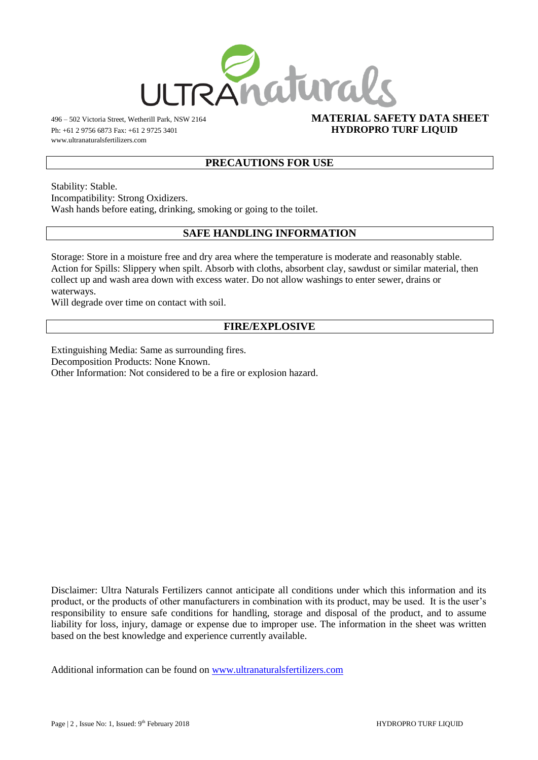496 – 502 Victoria Street, Wetherill Park, NSW 2164
Ph: +61 2 9756 6873 Fax: +61 2 9725 3401
www.ultranaturalsfertilizers.com

**MATERIAL SAFETY DATA SHEET**
**HYDROPRO TURF LIQUID**

## PRECAUTIONS FOR USE

Stability: Stable.
Incompatibility: Strong Oxidizers.
Wash hands before eating, drinking, smoking or going to the toilet.

## SAFE HANDLING INFORMATION

Storage: Store in a moisture free and dry area where the temperature is moderate and reasonably stable.
Action for Spills: Slippery when spilt. Absorb with cloths, absorbent clay, sawdust or similar material, then collect up and wash area down with excess water. Do not allow washings to enter sewer, drains or waterways.
Will degrade over time on contact with soil.

## FIRE/EXPLOSIVE

Extinguishing Media: Same as surrounding fires.
Decomposition Products: None Known.
Other Information: Not considered to be a fire or explosion hazard.

Disclaimer: Ultra Naturals Fertilizers cannot anticipate all conditions under which this information and its product, or the products of other manufacturers in combination with its product, may be used. It is the user's responsibility to ensure safe conditions for handling, storage and disposal of the product, and to assume liability for loss, injury, damage or expense due to improper use. The information in the sheet was written based on the best knowledge and experience currently available.

Additional information can be found on www.ultranaturalsfertilizers.com